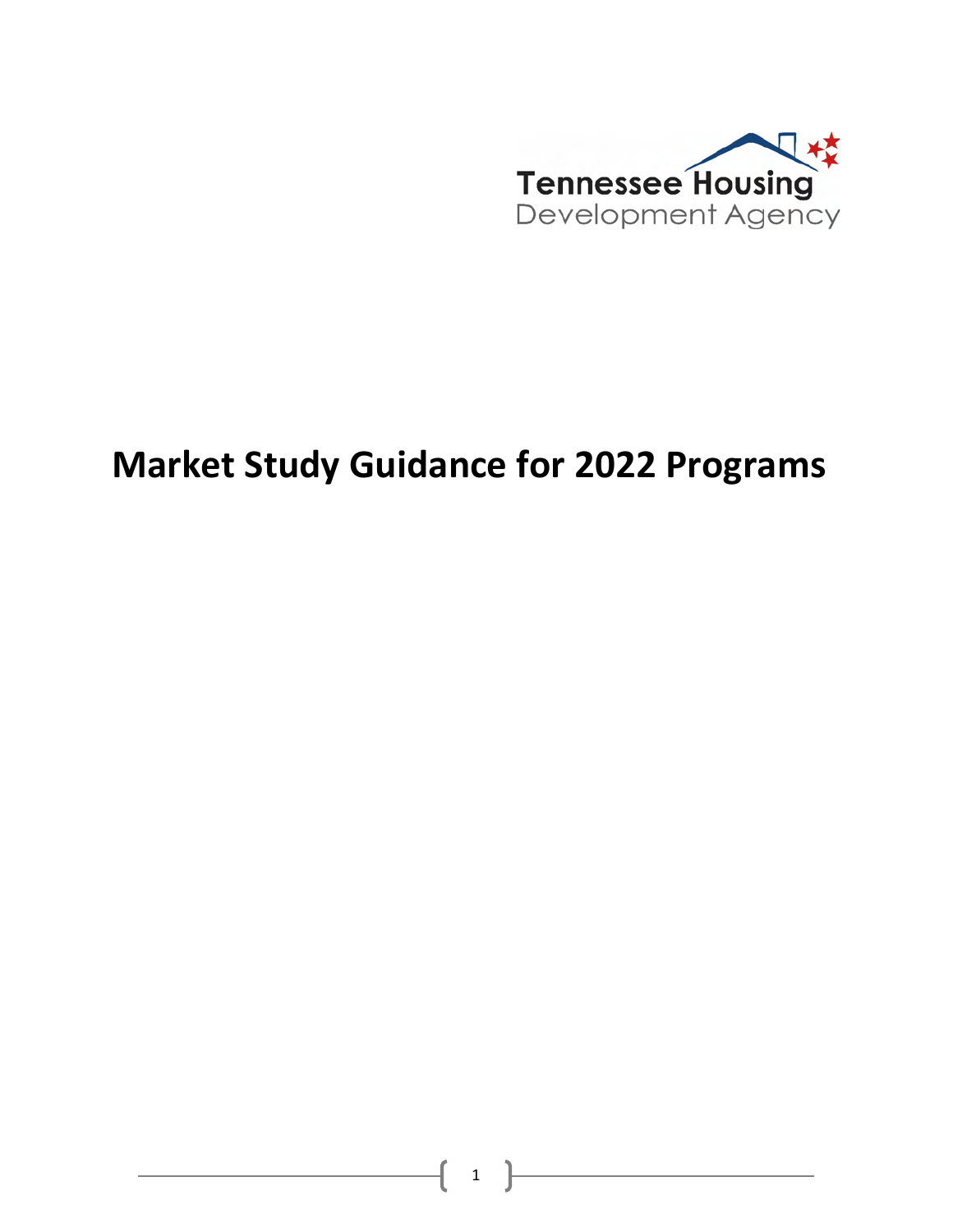Tennessee Housing Development Agency

# Market Study Guidance for 2022 Programs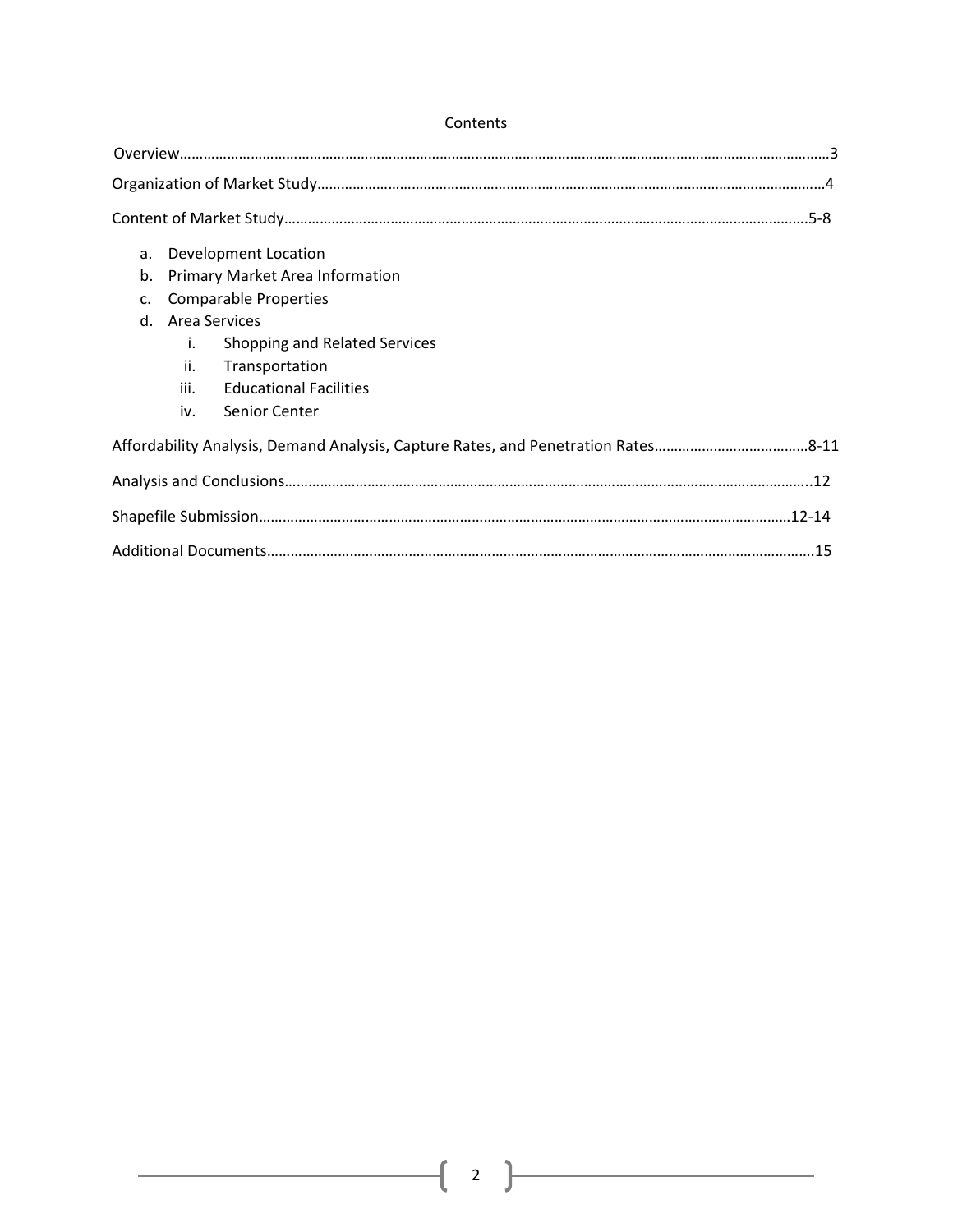# Contents

Overview……………………………………………………………………………………………………………………………………………3

Organization of Market Study……………………………………………………………………………………………………………4

Content of Market Study………………………………………………………………………………………………………………5-8

a. Development Location
b. Primary Market Area Information
c. Comparable Properties
d. Area Services
    i. Shopping and Related Services
    ii. Transportation
    iii. Educational Facilities
    iv. Senior Center

Affordability Analysis, Demand Analysis, Capture Rates, and Penetration Rates…………………………………8-11

Analysis and Conclusions……………………………………………………………………………………………………………..12

Shapefile Submission………………………………………………………………………………………………………………12-14

Additional Documents…………………………………………………………………………………………………………………15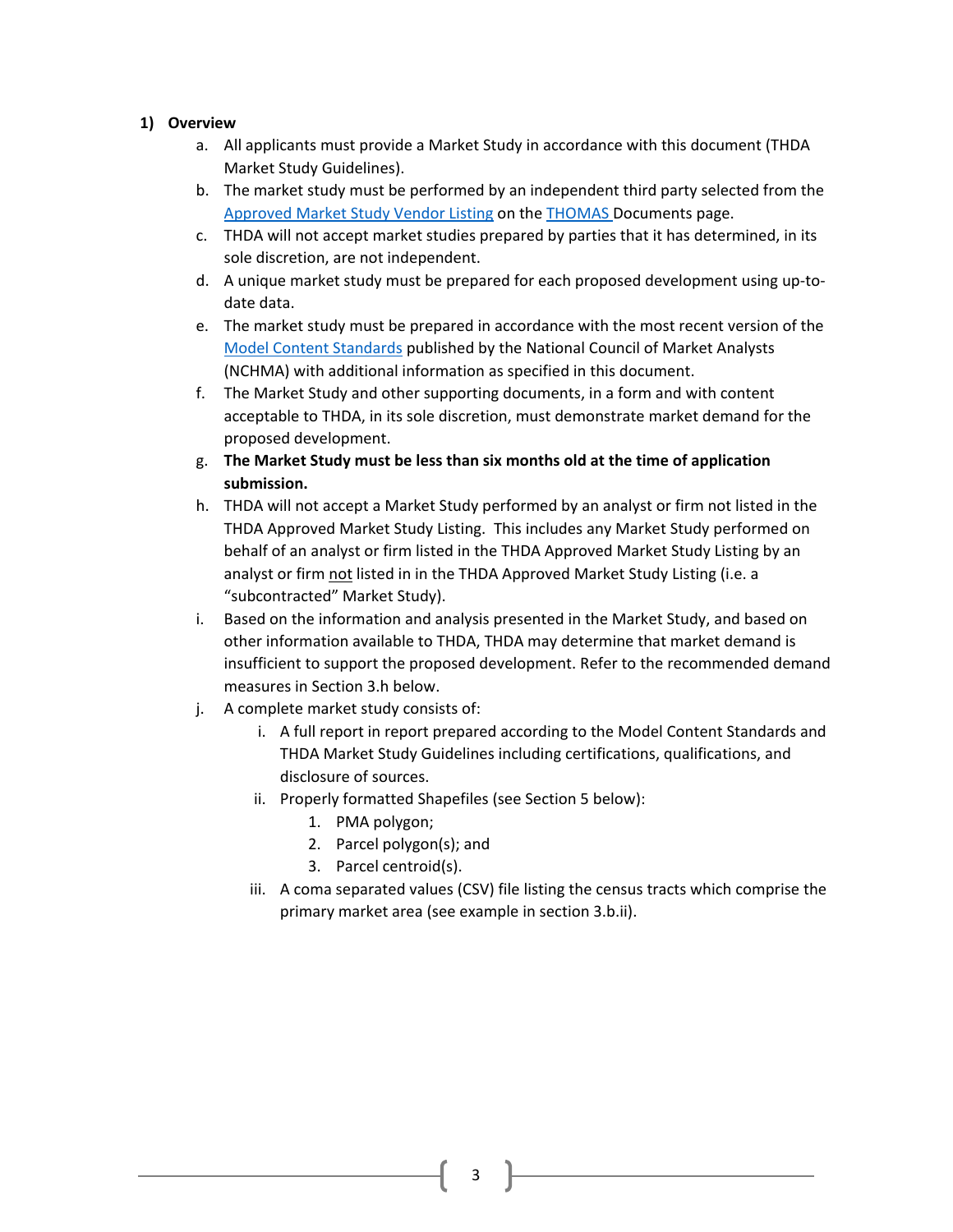## 1) Overview

a. All applicants must provide a Market Study in accordance with this document (THDA Market Study Guidelines).

b. The market study must be performed by an independent third party selected from the Approved Market Study Vendor Listing on the THOMAS Documents page.

c. THDA will not accept market studies prepared by parties that it has determined, in its sole discretion, are not independent.

d. A unique market study must be prepared for each proposed development using up-to-date data.

e. The market study must be prepared in accordance with the most recent version of the Model Content Standards published by the National Council of Market Analysts (NCHMA) with additional information as specified in this document.

f. The Market Study and other supporting documents, in a form and with content acceptable to THDA, in its sole discretion, must demonstrate market demand for the proposed development.

g. **The Market Study must be less than six months old at the time of application submission.**

h. THDA will not accept a Market Study performed by an analyst or firm not listed in the THDA Approved Market Study Listing. This includes any Market Study performed on behalf of an analyst or firm listed in the THDA Approved Market Study Listing by an analyst or firm not listed in in the THDA Approved Market Study Listing (i.e. a "subcontracted" Market Study).

i. Based on the information and analysis presented in the Market Study, and based on other information available to THDA, THDA may determine that market demand is insufficient to support the proposed development. Refer to the recommended demand measures in Section 3.h below.

j. A complete market study consists of:

   i. A full report in report prepared according to the Model Content Standards and THDA Market Study Guidelines including certifications, qualifications, and disclosure of sources.

   ii. Properly formatted Shapefiles (see Section 5 below):

      1. PMA polygon;
      2. Parcel polygon(s); and
      3. Parcel centroid(s).

   iii. A coma separated values (CSV) file listing the census tracts which comprise the primary market area (see example in section 3.b.ii).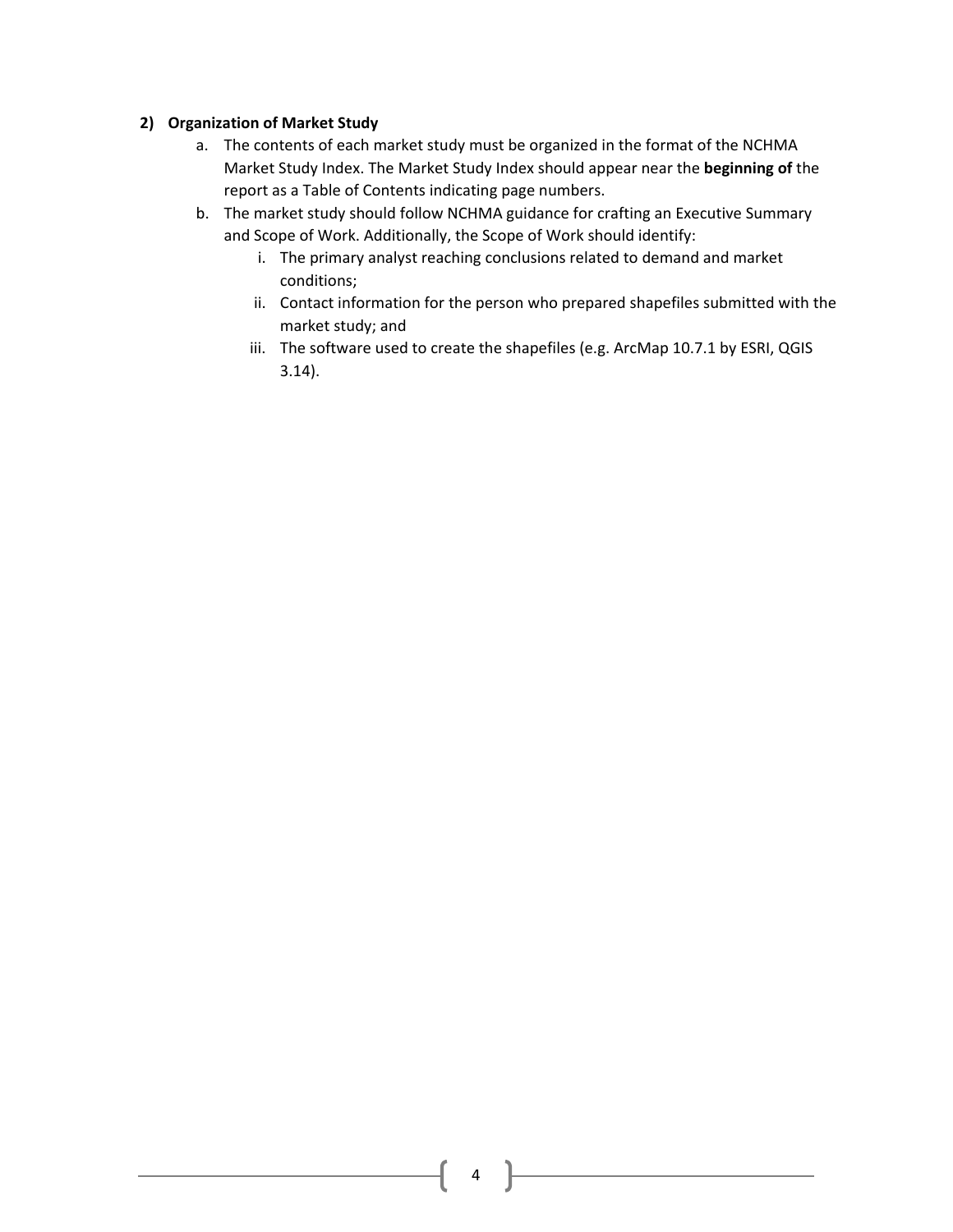**2) Organization of Market Study**

a. The contents of each market study must be organized in the format of the NCHMA Market Study Index. The Market Study Index should appear near the **beginning of** the report as a Table of Contents indicating page numbers.

b. The market study should follow NCHMA guidance for crafting an Executive Summary and Scope of Work. Additionally, the Scope of Work should identify:

   i. The primary analyst reaching conclusions related to demand and market conditions;

   ii. Contact information for the person who prepared shapefiles submitted with the market study; and

   iii. The software used to create the shapefiles (e.g. ArcMap 10.7.1 by ESRI, QGIS 3.14).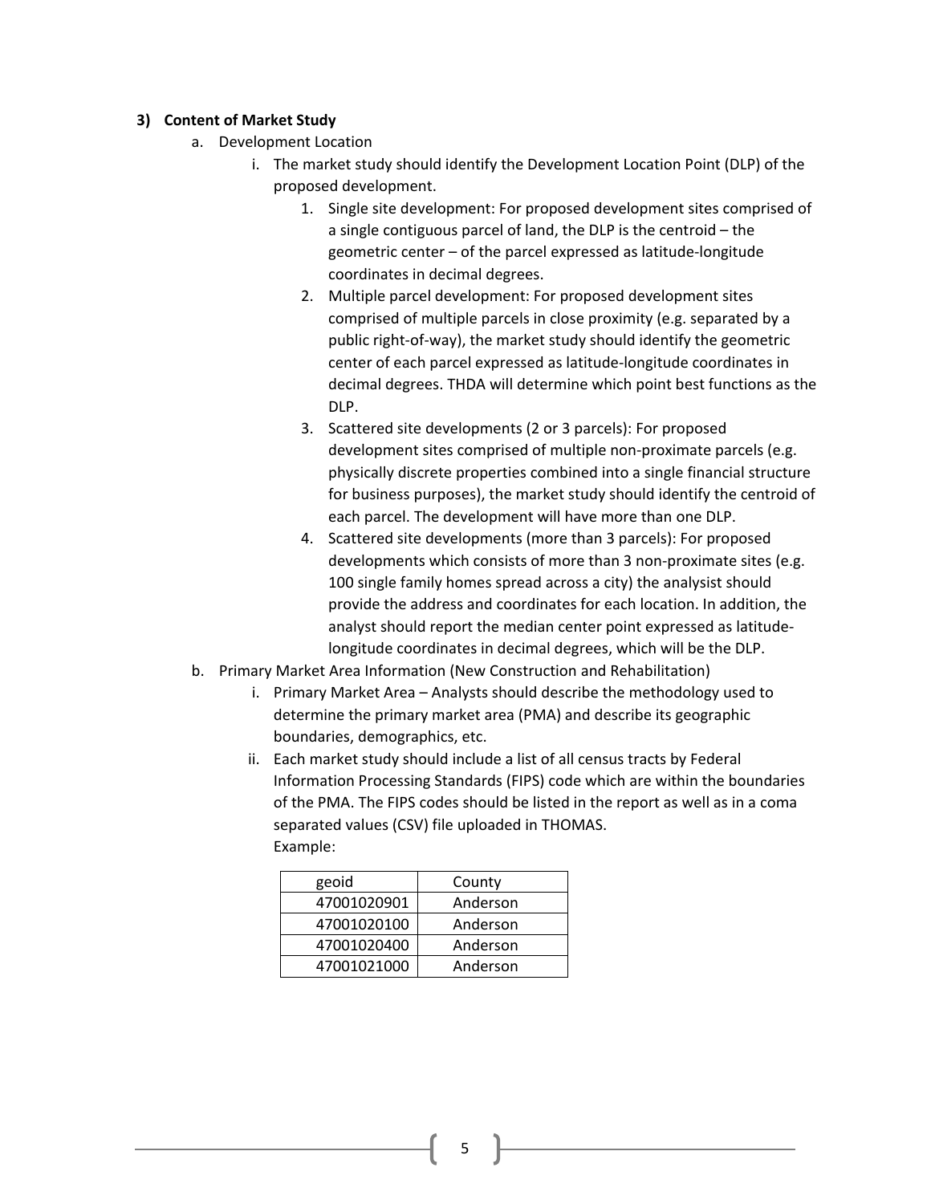**3) Content of Market Study**

a. Development Location

   i. The market study should identify the Development Location Point (DLP) of the proposed development.

      1. Single site development: For proposed development sites comprised of a single contiguous parcel of land, the DLP is the centroid – the geometric center – of the parcel expressed as latitude-longitude coordinates in decimal degrees.
      2. Multiple parcel development: For proposed development sites comprised of multiple parcels in close proximity (e.g. separated by a public right-of-way), the market study should identify the geometric center of each parcel expressed as latitude-longitude coordinates in decimal degrees. THDA will determine which point best functions as the DLP.
      3. Scattered site developments (2 or 3 parcels): For proposed development sites comprised of multiple non-proximate parcels (e.g. physically discrete properties combined into a single financial structure for business purposes), the market study should identify the centroid of each parcel. The development will have more than one DLP.
      4. Scattered site developments (more than 3 parcels): For proposed developments which consists of more than 3 non-proximate sites (e.g. 100 single family homes spread across a city) the analysist should provide the address and coordinates for each location. In addition, the analyst should report the median center point expressed as latitude-longitude coordinates in decimal degrees, which will be the DLP.

b. Primary Market Area Information (New Construction and Rehabilitation)

   i. Primary Market Area – Analysts should describe the methodology used to determine the primary market area (PMA) and describe its geographic boundaries, demographics, etc.

   ii. Each market study should include a list of all census tracts by Federal Information Processing Standards (FIPS) code which are within the boundaries of the PMA. The FIPS codes should be listed in the report as well as in a coma separated values (CSV) file uploaded in THOMAS.
   Example:

| geoid | County |
|---|---|
| 47001020901 | Anderson |
| 47001020100 | Anderson |
| 47001020400 | Anderson |
| 47001021000 | Anderson |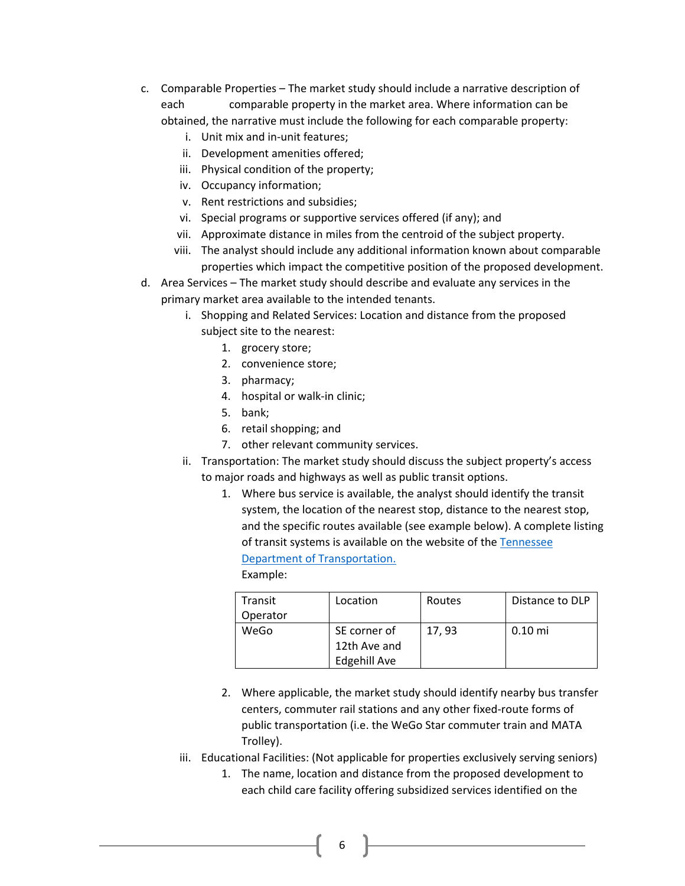c. Comparable Properties – The market study should include a narrative description of each comparable property in the market area. Where information can be obtained, the narrative must include the following for each comparable property:
    i. Unit mix and in-unit features;
    ii. Development amenities offered;
    iii. Physical condition of the property;
    iv. Occupancy information;
    v. Rent restrictions and subsidies;
    vi. Special programs or supportive services offered (if any); and
    vii. Approximate distance in miles from the centroid of the subject property.
    viii. The analyst should include any additional information known about comparable properties which impact the competitive position of the proposed development.

d. Area Services – The market study should describe and evaluate any services in the primary market area available to the intended tenants.
    i. Shopping and Related Services: Location and distance from the proposed subject site to the nearest:
        1. grocery store;
        2. convenience store;
        3. pharmacy;
        4. hospital or walk-in clinic;
        5. bank;
        6. retail shopping; and
        7. other relevant community services.
    ii. Transportation: The market study should discuss the subject property's access to major roads and highways as well as public transit options.
        1. Where bus service is available, the analyst should identify the transit system, the location of the nearest stop, distance to the nearest stop, and the specific routes available (see example below). A complete listing of transit systems is available on the website of the [Tennessee Department of Transportation.](#)

           Example:

| Transit Operator | Location | Routes | Distance to DLP |
|---|---|---|---|
| WeGo | SE corner of 12th Ave and Edgehill Ave | 17, 93 | 0.10 mi |

        2. Where applicable, the market study should identify nearby bus transfer centers, commuter rail stations and any other fixed-route forms of public transportation (i.e. the WeGo Star commuter train and MATA Trolley).
    iii. Educational Facilities: (Not applicable for properties exclusively serving seniors)
        1. The name, location and distance from the proposed development to each child care facility offering subsidized services identified on the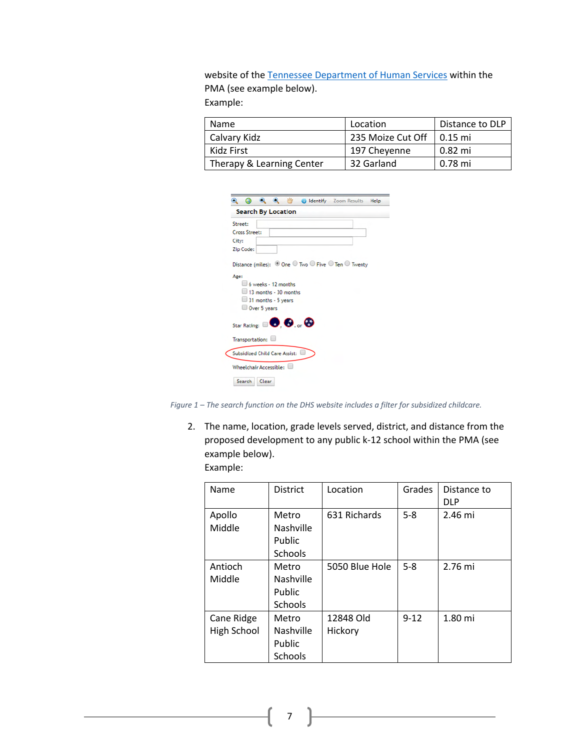website of the Tennessee Department of Human Services within the PMA (see example below).
Example:

| Name | Location | Distance to DLP |
|---|---|---|
| Calvary Kidz | 235 Moize Cut Off | 0.15 mi |
| Kidz First | 197 Cheyenne | 0.82 mi |
| Therapy & Learning Center | 32 Garland | 0.78 mi |

*Figure 1 – The search function on the DHS website includes a filter for subsidized childcare.*

2. The name, location, grade levels served, district, and distance from the proposed development to any public k-12 school within the PMA (see example below).
   Example:

| Name | District | Location | Grades | Distance to DLP |
|---|---|---|---|---|
| Apollo Middle | Metro Nashville Public Schools | 631 Richards | 5-8 | 2.46 mi |
| Antioch Middle | Metro Nashville Public Schools | 5050 Blue Hole | 5-8 | 2.76 mi |
| Cane Ridge High School | Metro Nashville Public Schools | 12848 Old Hickory | 9-12 | 1.80 mi |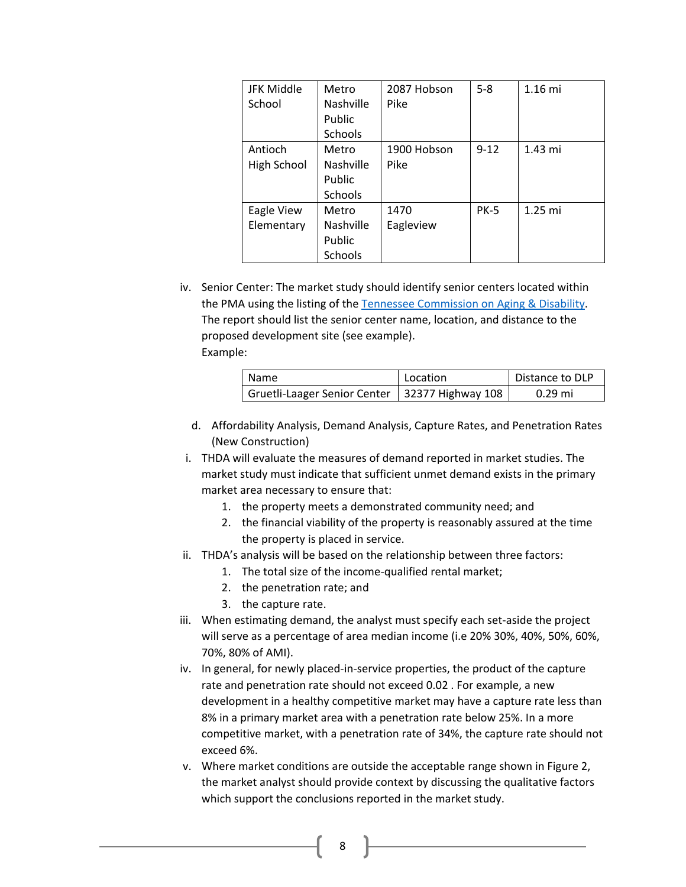| JFK Middle School | Metro Nashville Public Schools | 2087 Hobson Pike | 5-8 | 1.16 mi |
|---|---|---|---|---|
| Antioch High School | Metro Nashville Public Schools | 1900 Hobson Pike | 9-12 | 1.43 mi |
| Eagle View Elementary | Metro Nashville Public Schools | 1470 Eagleview | PK-5 | 1.25 mi |

iv. Senior Center: The market study should identify senior centers located within the PMA using the listing of the [Tennessee Commission on Aging & Disability](). The report should list the senior center name, location, and distance to the proposed development site (see example).
Example:

| Name | Location | Distance to DLP |
|---|---|---|
| Gruetli-Laager Senior Center | 32377 Highway 108 | 0.29 mi |

d. Affordability Analysis, Demand Analysis, Capture Rates, and Penetration Rates (New Construction)

i. THDA will evaluate the measures of demand reported in market studies. The market study must indicate that sufficient unmet demand exists in the primary market area necessary to ensure that:
   1. the property meets a demonstrated community need; and
   2. the financial viability of the property is reasonably assured at the time the property is placed in service.

ii. THDA's analysis will be based on the relationship between three factors:
   1. The total size of the income-qualified rental market;
   2. the penetration rate; and
   3. the capture rate.

iii. When estimating demand, the analyst must specify each set-aside the project will serve as a percentage of area median income (i.e 20% 30%, 40%, 50%, 60%, 70%, 80% of AMI).

iv. In general, for newly placed-in-service properties, the product of the capture rate and penetration rate should not exceed 0.02 . For example, a new development in a healthy competitive market may have a capture rate less than 8% in a primary market area with a penetration rate below 25%. In a more competitive market, with a penetration rate of 34%, the capture rate should not exceed 6%.

v. Where market conditions are outside the acceptable range shown in Figure 2, the market analyst should provide context by discussing the qualitative factors which support the conclusions reported in the market study.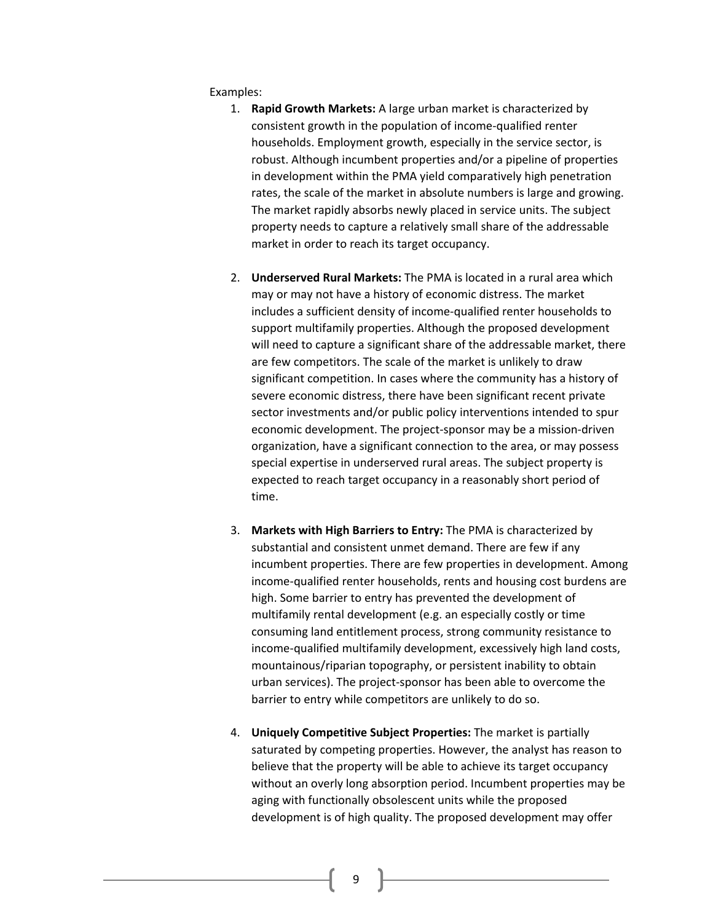Examples:

1. **Rapid Growth Markets:** A large urban market is characterized by consistent growth in the population of income-qualified renter households. Employment growth, especially in the service sector, is robust. Although incumbent properties and/or a pipeline of properties in development within the PMA yield comparatively high penetration rates, the scale of the market in absolute numbers is large and growing. The market rapidly absorbs newly placed in service units. The subject property needs to capture a relatively small share of the addressable market in order to reach its target occupancy.

2. **Underserved Rural Markets:** The PMA is located in a rural area which may or may not have a history of economic distress. The market includes a sufficient density of income-qualified renter households to support multifamily properties. Although the proposed development will need to capture a significant share of the addressable market, there are few competitors. The scale of the market is unlikely to draw significant competition. In cases where the community has a history of severe economic distress, there have been significant recent private sector investments and/or public policy interventions intended to spur economic development. The project-sponsor may be a mission-driven organization, have a significant connection to the area, or may possess special expertise in underserved rural areas. The subject property is expected to reach target occupancy in a reasonably short period of time.

3. **Markets with High Barriers to Entry:** The PMA is characterized by substantial and consistent unmet demand. There are few if any incumbent properties. There are few properties in development. Among income-qualified renter households, rents and housing cost burdens are high. Some barrier to entry has prevented the development of multifamily rental development (e.g. an especially costly or time consuming land entitlement process, strong community resistance to income-qualified multifamily development, excessively high land costs, mountainous/riparian topography, or persistent inability to obtain urban services). The project-sponsor has been able to overcome the barrier to entry while competitors are unlikely to do so.

4. **Uniquely Competitive Subject Properties:** The market is partially saturated by competing properties. However, the analyst has reason to believe that the property will be able to achieve its target occupancy without an overly long absorption period. Incumbent properties may be aging with functionally obsolescent units while the proposed development is of high quality. The proposed development may offer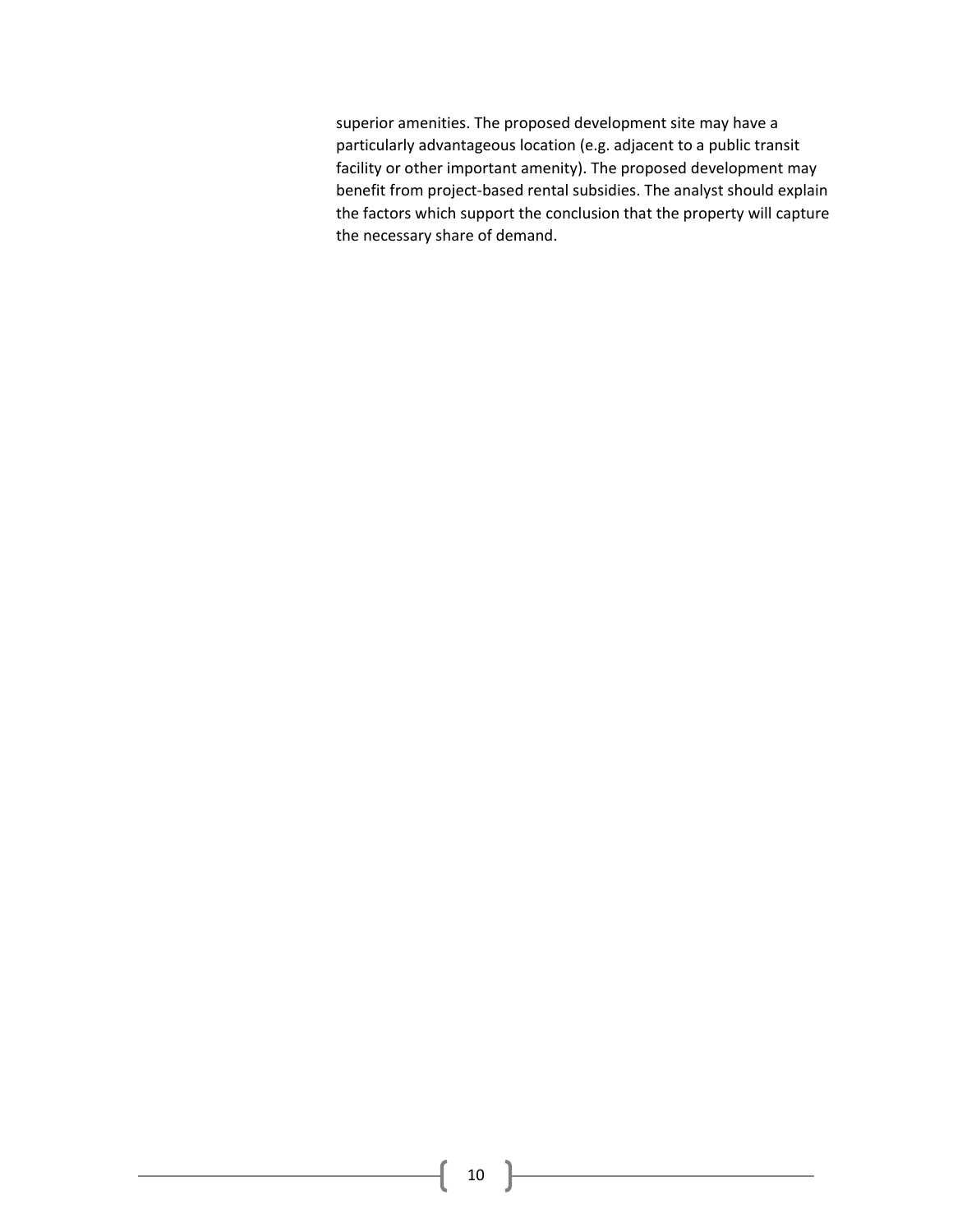superior amenities. The proposed development site may have a particularly advantageous location (e.g. adjacent to a public transit facility or other important amenity). The proposed development may benefit from project-based rental subsidies. The analyst should explain the factors which support the conclusion that the property will capture the necessary share of demand.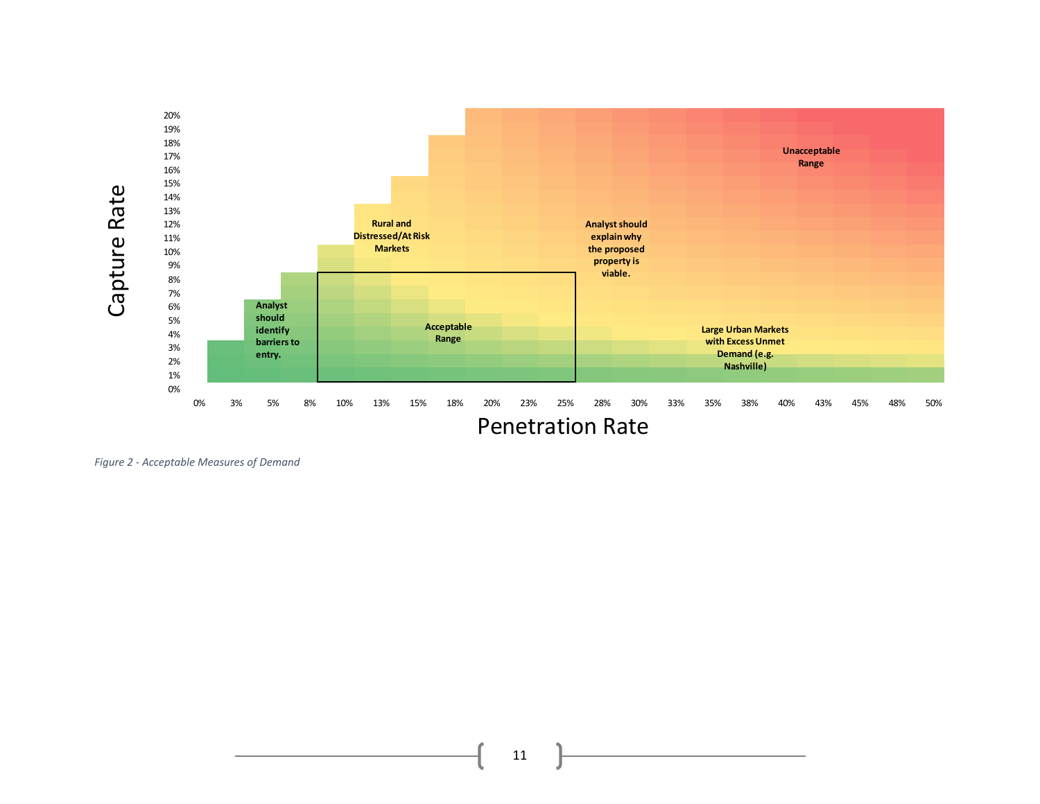Capture Rate

20%
19%
18%
17%
16%
15%
14%
13%
12%
11%
10%
9%
8%
7%
6%
5%
4%
3%
2%
1%
0%

0% 3% 5% 8% 10% 13% 15% 18% 20% 23% 25% 28% 30% 33% 35% 38% 40% 43% 45% 48% 50%

Penetration Rate

**Unacceptable Range**

**Rural and Distressed/At Risk Markets**

**Analyst should explain why the proposed property is viable.**

**Analyst should identify barriers to entry.**

**Acceptable Range**

**Large Urban Markets with Excess Unmet Demand (e.g. Nashville)**

*Figure 2 - Acceptable Measures of Demand*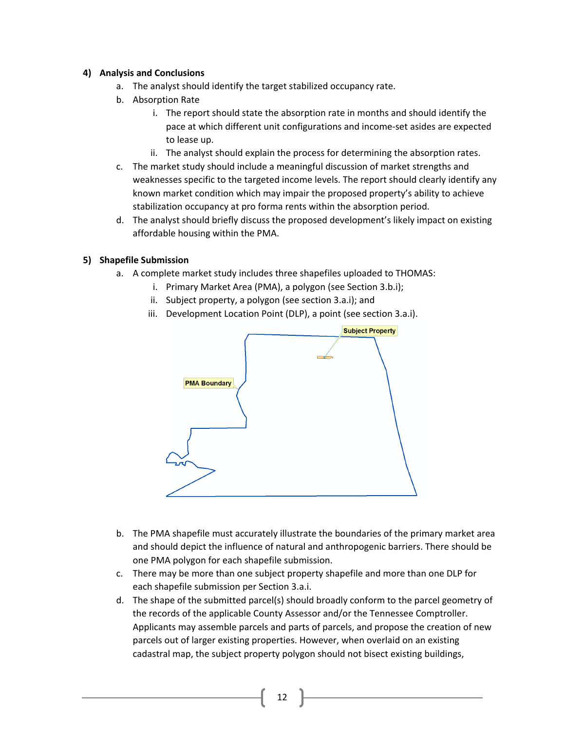**4) Analysis and Conclusions**

a. The analyst should identify the target stabilized occupancy rate.

b. Absorption Rate

   i. The report should state the absorption rate in months and should identify the pace at which different unit configurations and income-set asides are expected to lease up.

   ii. The analyst should explain the process for determining the absorption rates.

c. The market study should include a meaningful discussion of market strengths and weaknesses specific to the targeted income levels. The report should clearly identify any known market condition which may impair the proposed property's ability to achieve stabilization occupancy at pro forma rents within the absorption period.

d. The analyst should briefly discuss the proposed development's likely impact on existing affordable housing within the PMA.

**5) Shapefile Submission**

a. A complete market study includes three shapefiles uploaded to THOMAS:

   i. Primary Market Area (PMA), a polygon (see Section 3.b.i);

   ii. Subject property, a polygon (see section 3.a.i); and

   iii. Development Location Point (DLP), a point (see section 3.a.i).

Subject Property

PMA Boundary

b. The PMA shapefile must accurately illustrate the boundaries of the primary market area and should depict the influence of natural and anthropogenic barriers. There should be one PMA polygon for each shapefile submission.

c. There may be more than one subject property shapefile and more than one DLP for each shapefile submission per Section 3.a.i.

d. The shape of the submitted parcel(s) should broadly conform to the parcel geometry of the records of the applicable County Assessor and/or the Tennessee Comptroller. Applicants may assemble parcels and parts of parcels, and propose the creation of new parcels out of larger existing properties. However, when overlaid on an existing cadastral map, the subject property polygon should not bisect existing buildings,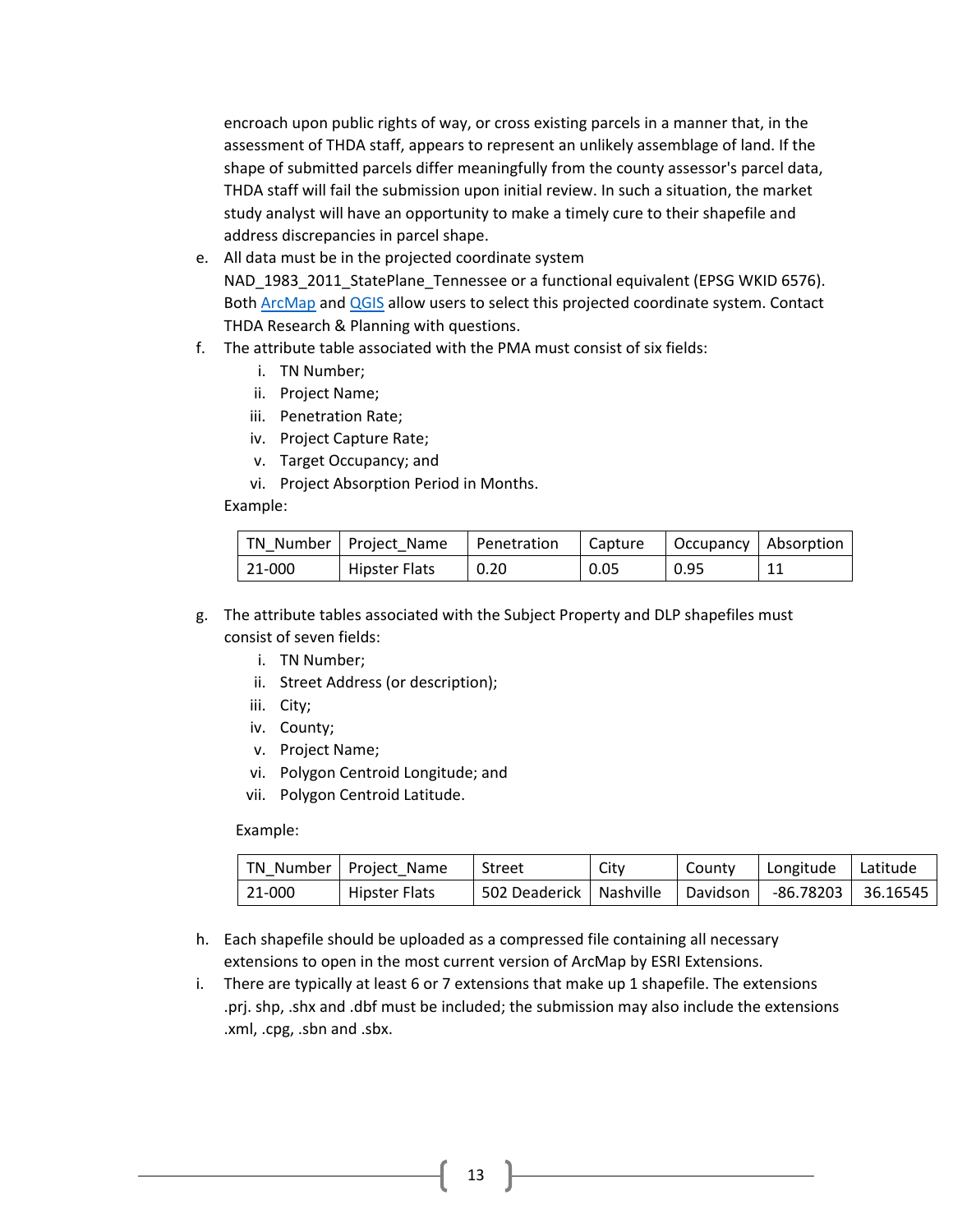encroach upon public rights of way, or cross existing parcels in a manner that, in the assessment of THDA staff, appears to represent an unlikely assemblage of land. If the shape of submitted parcels differ meaningfully from the county assessor's parcel data, THDA staff will fail the submission upon initial review. In such a situation, the market study analyst will have an opportunity to make a timely cure to their shapefile and address discrepancies in parcel shape.

e. All data must be in the projected coordinate system NAD_1983_2011_StatePlane_Tennessee or a functional equivalent (EPSG WKID 6576). Both [ArcMap](ArcMap) and [QGIS](QGIS) allow users to select this projected coordinate system. Contact THDA Research & Planning with questions.

f. The attribute table associated with the PMA must consist of six fields:
   i. TN Number;
   ii. Project Name;
   iii. Penetration Rate;
   iv. Project Capture Rate;
   v. Target Occupancy; and
   vi. Project Absorption Period in Months.

   Example:

| TN_Number | Project_Name | Penetration | Capture | Occupancy | Absorption |
|---|---|---|---|---|---|
| 21-000 | Hipster Flats | 0.20 | 0.05 | 0.95 | 11 |

g. The attribute tables associated with the Subject Property and DLP shapefiles must consist of seven fields:
   i. TN Number;
   ii. Street Address (or description);
   iii. City;
   iv. County;
   v. Project Name;
   vi. Polygon Centroid Longitude; and
   vii. Polygon Centroid Latitude.

   Example:

| TN_Number | Project_Name | Street | City | County | Longitude | Latitude |
|---|---|---|---|---|---|---|
| 21-000 | Hipster Flats | 502 Deaderick | Nashville | Davidson | -86.78203 | 36.16545 |

h. Each shapefile should be uploaded as a compressed file containing all necessary extensions to open in the most current version of ArcMap by ESRI Extensions.

i. There are typically at least 6 or 7 extensions that make up 1 shapefile. The extensions .prj. shp, .shx and .dbf must be included; the submission may also include the extensions .xml, .cpg, .sbn and .sbx.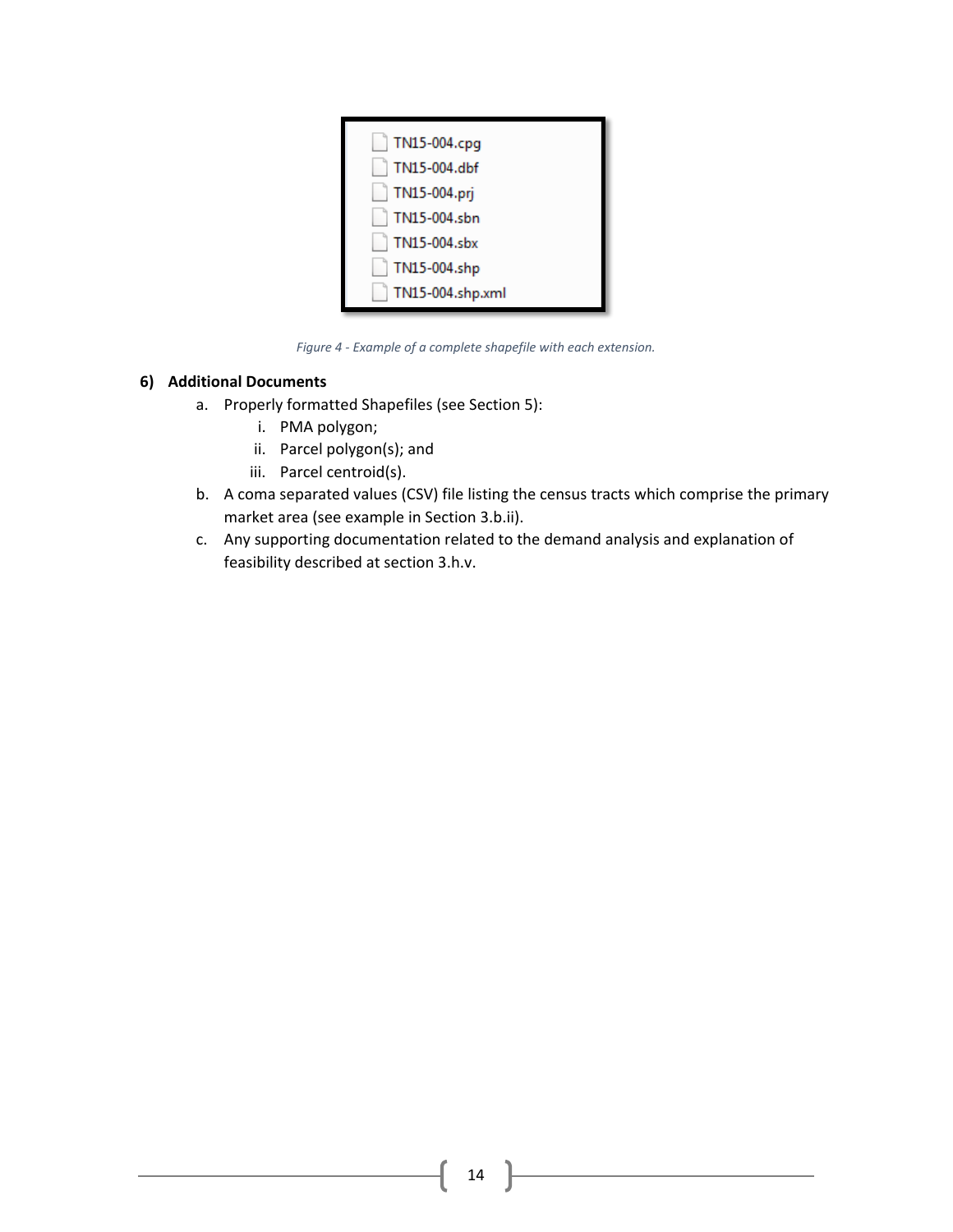TN15-004.cpg
TN15-004.dbf
TN15-004.prj
TN15-004.sbn
TN15-004.sbx
TN15-004.shp
TN15-004.shp.xml

*Figure 4 - Example of a complete shapefile with each extension.*

## 6) Additional Documents

a. Properly formatted Shapefiles (see Section 5):
   i. PMA polygon;
   ii. Parcel polygon(s); and
   iii. Parcel centroid(s).

b. A coma separated values (CSV) file listing the census tracts which comprise the primary market area (see example in Section 3.b.ii).

c. Any supporting documentation related to the demand analysis and explanation of feasibility described at section 3.h.v.